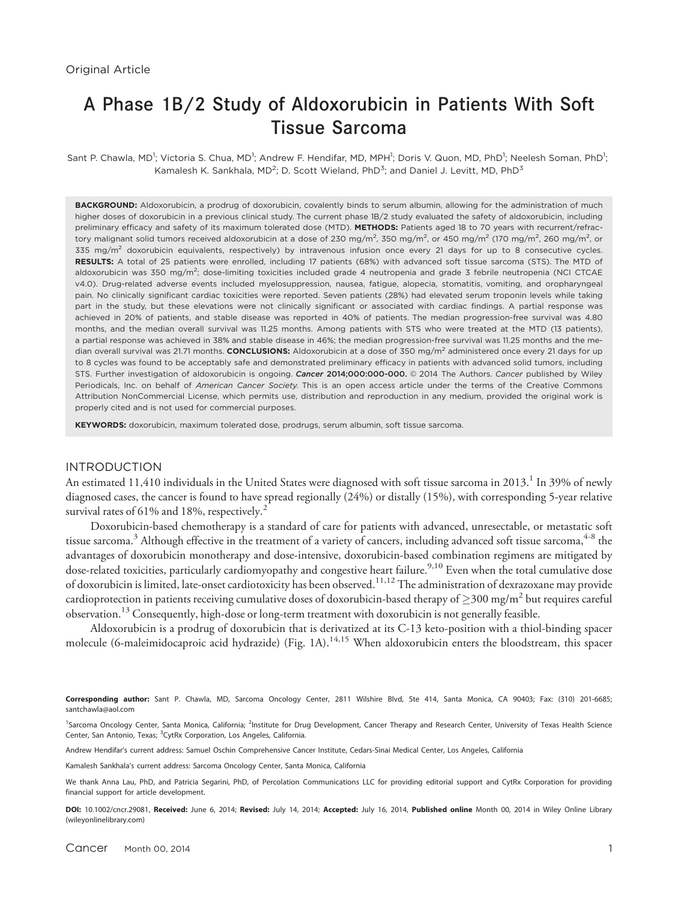Original Article

# A Phase 1B/2 Study of Aldoxorubicin in Patients With Soft Tissue Sarcoma

Sant P. Chawla, MD[1]; Victoria S. Chua, MD[1]; Andrew F. Hendifar, MD, MPH[1]; Doris V. Quon, MD, PhD[1]; Neelesh Soman, PhD[1]; Kamalesh K. Sankhala, MD[2]; D. Scott Wieland, PhD[3]; and Daniel J. Levitt, MD, PhD[3]

**BACKGROUND:** Aldoxorubicin, a prodrug of doxorubicin, covalently binds to serum albumin, allowing for the administration of much higher doses of doxorubicin in a previous clinical study. The current phase 1B/2 study evaluated the safety of aldoxorubicin, including preliminary efficacy and safety of its maximum tolerated dose (MTD). **METHODS:** Patients aged 18 to 70 years with recurrent/refractory malignant solid tumors received aldoxorubicin at a dose of 230 mg/m$^2$, 350 mg/m$^2$, or 450 mg/m$^2$ (170 mg/m$^2$, 260 mg/m$^2$, or 335 mg/m$^2$ doxorubicin equivalents, respectively) by intravenous infusion once every 21 days for up to 8 consecutive cycles. **RESULTS:** A total of 25 patients were enrolled, including 17 patients (68%) with advanced soft tissue sarcoma (STS). The MTD of aldoxorubicin was 350 mg/m$^2$; dose-limiting toxicities included grade 4 neutropenia and grade 3 febrile neutropenia (NCI CTCAE v4.0). Drug-related adverse events included myelosuppression, nausea, fatigue, alopecia, stomatitis, vomiting, and oropharyngeal pain. No clinically significant cardiac toxicities were reported. Seven patients (28%) had elevated serum troponin levels while taking part in the study, but these elevations were not clinically significant or associated with cardiac findings. A partial response was achieved in 20% of patients, and stable disease was reported in 40% of patients. The median progression-free survival was 4.80 months, and the median overall survival was 11.25 months. Among patients with STS who were treated at the MTD (13 patients), a partial response was achieved in 38% and stable disease in 46%; the median progression-free survival was 11.25 months and the median overall survival was 21.71 months. **CONCLUSIONS:** Aldoxorubicin at a dose of 350 mg/m$^2$ administered once every 21 days for up to 8 cycles was found to be acceptably safe and demonstrated preliminary efficacy in patients with advanced solid tumors, including STS. Further investigation of aldoxorubicin is ongoing. ***Cancer* 2014;000:000-000.** © 2014 The Authors. *Cancer* published by Wiley Periodicals, Inc. on behalf of *American Cancer Society*. This is an open access article under the terms of the Creative Commons Attribution NonCommercial License, which permits use, distribution and reproduction in any medium, provided the original work is properly cited and is not used for commercial purposes.

**KEYWORDS:** doxorubicin, maximum tolerated dose, prodrugs, serum albumin, soft tissue sarcoma.

## INTRODUCTION

An estimated 11,410 individuals in the United States were diagnosed with soft tissue sarcoma in 2013.[1] In 39% of newly diagnosed cases, the cancer is found to have spread regionally (24%) or distally (15%), with corresponding 5-year relative survival rates of 61% and 18%, respectively.[2]

Doxorubicin-based chemotherapy is a standard of care for patients with advanced, unresectable, or metastatic soft tissue sarcoma.[3] Although effective in the treatment of a variety of cancers, including advanced soft tissue sarcoma,[4-8] the advantages of doxorubicin monotherapy and dose-intensive, doxorubicin-based combination regimens are mitigated by dose-related toxicities, particularly cardiomyopathy and congestive heart failure.[9,10] Even when the total cumulative dose of doxorubicin is limited, late-onset cardiotoxicity has been observed.[11,12] The administration of dexrazoxane may provide cardioprotection in patients receiving cumulative doses of doxorubicin-based therapy of $\geq$300 mg/m$^2$ but requires careful observation.[13] Consequently, high-dose or long-term treatment with doxorubicin is not generally feasible.

Aldoxorubicin is a prodrug of doxorubicin that is derivatized at its C-13 keto-position with a thiol-binding spacer molecule (6-maleimidocaproic acid hydrazide) (Fig. 1A).[14,15] When aldoxorubicin enters the bloodstream, this spacer

**Corresponding author:** Sant P. Chawla, MD, Sarcoma Oncology Center, 2811 Wilshire Blvd, Ste 414, Santa Monica, CA 90403; Fax: (310) 201-6685; santchawla@aol.com

[1]Sarcoma Oncology Center, Santa Monica, California; [2]Institute for Drug Development, Cancer Therapy and Research Center, University of Texas Health Science Center, San Antonio, Texas; [3]CytRx Corporation, Los Angeles, California.

Andrew Hendifar's current address: Samuel Oschin Comprehensive Cancer Institute, Cedars-Sinai Medical Center, Los Angeles, California

Kamalesh Sankhala's current address: Sarcoma Oncology Center, Santa Monica, California

We thank Anna Lau, PhD, and Patricia Segarini, PhD, of Percolation Communications LLC for providing editorial support and CytRx Corporation for providing financial support for article development.

**DOI:** 10.1002/cncr.29081, **Received:** June 6, 2014; **Revised:** July 14, 2014; **Accepted:** July 16, 2014, **Published online** Month 00, 2014 in Wiley Online Library (wileyonlinelibrary.com)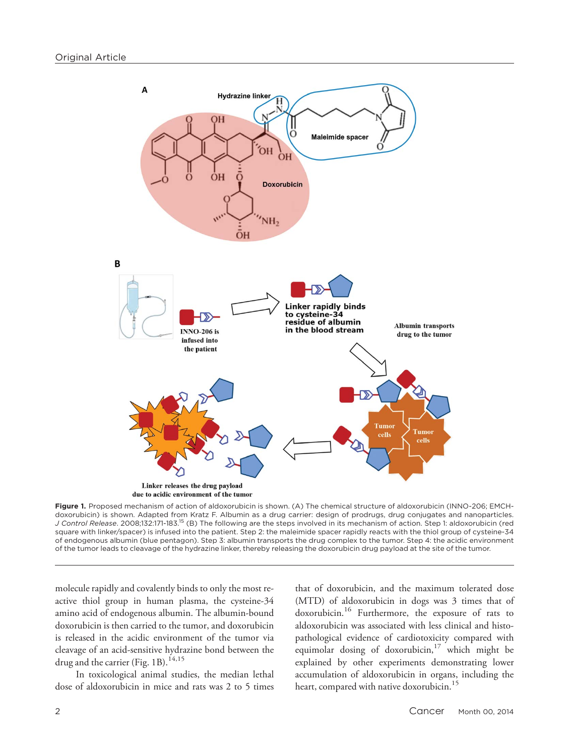**Figure 1.** Proposed mechanism of action of aldoxorubicin is shown. (A) The chemical structure of aldoxorubicin (INNO-206; EMCH-doxorubicin) is shown. Adapted from Kratz F. Albumin as a drug carrier: design of prodrugs, drug conjugates and nanoparticles. *J Control Release*. 2008;132:171-183.[15] (B) The following are the steps involved in its mechanism of action. Step 1: aldoxorubicin (red square with linker/spacer) is infused into the patient. Step 2: the maleimide spacer rapidly reacts with the thiol group of cysteine-34 of endogenous albumin (blue pentagon). Step 3: albumin transports the drug complex to the tumor. Step 4: the acidic environment of the tumor leads to cleavage of the hydrazine linker, thereby releasing the doxorubicin drug payload at the site of the tumor.

molecule rapidly and covalently binds to only the most reactive thiol group in human plasma, the cysteine-34 amino acid of endogenous albumin. The albumin-bound doxorubicin is then carried to the tumor, and doxorubicin is released in the acidic environment of the tumor via cleavage of an acid-sensitive hydrazine bond between the drug and the carrier (Fig. 1B).[14,15]

In toxicological animal studies, the median lethal dose of aldoxorubicin in mice and rats was 2 to 5 times that of doxorubicin, and the maximum tolerated dose (MTD) of aldoxorubicin in dogs was 3 times that of doxorubicin.[16] Furthermore, the exposure of rats to aldoxorubicin was associated with less clinical and histopathological evidence of cardiotoxicity compared with equimolar dosing of doxorubicin,[17] which might be explained by other experiments demonstrating lower accumulation of aldoxorubicin in organs, including the heart, compared with native doxorubicin.[15]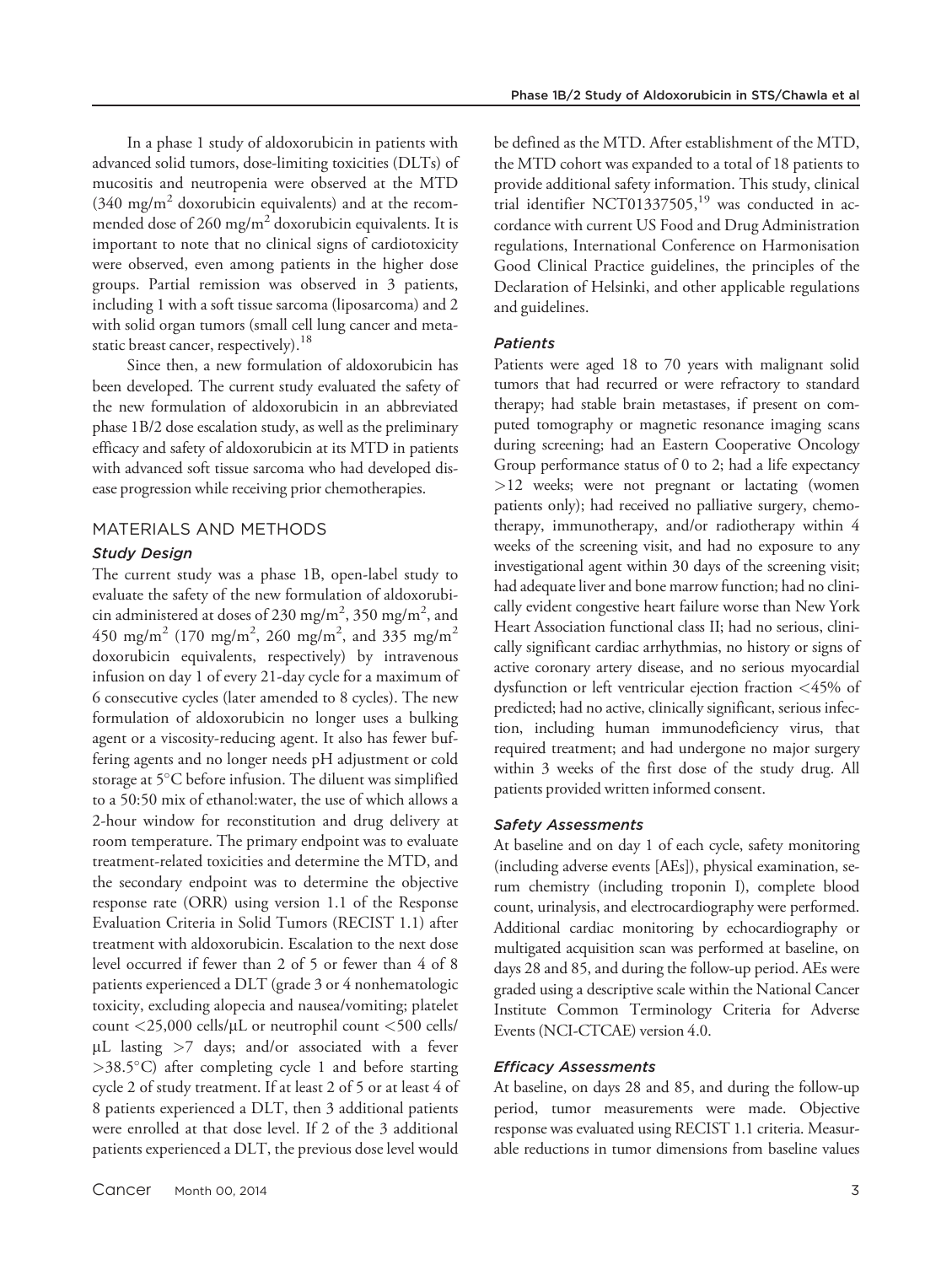In a phase 1 study of aldoxorubicin in patients with advanced solid tumors, dose-limiting toxicities (DLTs) of mucositis and neutropenia were observed at the MTD (340 mg/m$^2$ doxorubicin equivalents) and at the recommended dose of 260 mg/m$^2$ doxorubicin equivalents. It is important to note that no clinical signs of cardiotoxicity were observed, even among patients in the higher dose groups. Partial remission was observed in 3 patients, including 1 with a soft tissue sarcoma (liposarcoma) and 2 with solid organ tumors (small cell lung cancer and metastatic breast cancer, respectively).[18]

Since then, a new formulation of aldoxorubicin has been developed. The current study evaluated the safety of the new formulation of aldoxorubicin in an abbreviated phase 1B/2 dose escalation study, as well as the preliminary efficacy and safety of aldoxorubicin at its MTD in patients with advanced soft tissue sarcoma who had developed disease progression while receiving prior chemotherapies.

## MATERIALS AND METHODS

### *Study Design*

The current study was a phase 1B, open-label study to evaluate the safety of the new formulation of aldoxorubicin administered at doses of 230 mg/m$^2$, 350 mg/m$^2$, and 450 mg/m$^2$ (170 mg/m$^2$, 260 mg/m$^2$, and 335 mg/m$^2$ doxorubicin equivalents, respectively) by intravenous infusion on day 1 of every 21-day cycle for a maximum of 6 consecutive cycles (later amended to 8 cycles). The new formulation of aldoxorubicin no longer uses a bulking agent or a viscosity-reducing agent. It also has fewer buffering agents and no longer needs pH adjustment or cold storage at 5°C before infusion. The diluent was simplified to a 50:50 mix of ethanol:water, the use of which allows a 2-hour window for reconstitution and drug delivery at room temperature. The primary endpoint was to evaluate treatment-related toxicities and determine the MTD, and the secondary endpoint was to determine the objective response rate (ORR) using version 1.1 of the Response Evaluation Criteria in Solid Tumors (RECIST 1.1) after treatment with aldoxorubicin. Escalation to the next dose level occurred if fewer than 2 of 5 or fewer than 4 of 8 patients experienced a DLT (grade 3 or 4 nonhematologic toxicity, excluding alopecia and nausea/vomiting; platelet count <25,000 cells/μL or neutrophil count <500 cells/μL lasting >7 days; and/or associated with a fever >38.5°C) after completing cycle 1 and before starting cycle 2 of study treatment. If at least 2 of 5 or at least 4 of 8 patients experienced a DLT, then 3 additional patients were enrolled at that dose level. If 2 of the 3 additional patients experienced a DLT, the previous dose level would be defined as the MTD. After establishment of the MTD, the MTD cohort was expanded to a total of 18 patients to provide additional safety information. This study, clinical trial identifier NCT01337505,[19] was conducted in accordance with current US Food and Drug Administration regulations, International Conference on Harmonisation Good Clinical Practice guidelines, the principles of the Declaration of Helsinki, and other applicable regulations and guidelines.

### *Patients*

Patients were aged 18 to 70 years with malignant solid tumors that had recurred or were refractory to standard therapy; had stable brain metastases, if present on computed tomography or magnetic resonance imaging scans during screening; had an Eastern Cooperative Oncology Group performance status of 0 to 2; had a life expectancy >12 weeks; were not pregnant or lactating (women patients only); had received no palliative surgery, chemotherapy, immunotherapy, and/or radiotherapy within 4 weeks of the screening visit, and had no exposure to any investigational agent within 30 days of the screening visit; had adequate liver and bone marrow function; had no clinically evident congestive heart failure worse than New York Heart Association functional class II; had no serious, clinically significant cardiac arrhythmias, no history or signs of active coronary artery disease, and no serious myocardial dysfunction or left ventricular ejection fraction <45% of predicted; had no active, clinically significant, serious infection, including human immunodeficiency virus, that required treatment; and had undergone no major surgery within 3 weeks of the first dose of the study drug. All patients provided written informed consent.

### *Safety Assessments*

At baseline and on day 1 of each cycle, safety monitoring (including adverse events [AEs]), physical examination, serum chemistry (including troponin I), complete blood count, urinalysis, and electrocardiography were performed. Additional cardiac monitoring by echocardiography or multigated acquisition scan was performed at baseline, on days 28 and 85, and during the follow-up period. AEs were graded using a descriptive scale within the National Cancer Institute Common Terminology Criteria for Adverse Events (NCI-CTCAE) version 4.0.

### *Efficacy Assessments*

At baseline, on days 28 and 85, and during the follow-up period, tumor measurements were made. Objective response was evaluated using RECIST 1.1 criteria. Measurable reductions in tumor dimensions from baseline values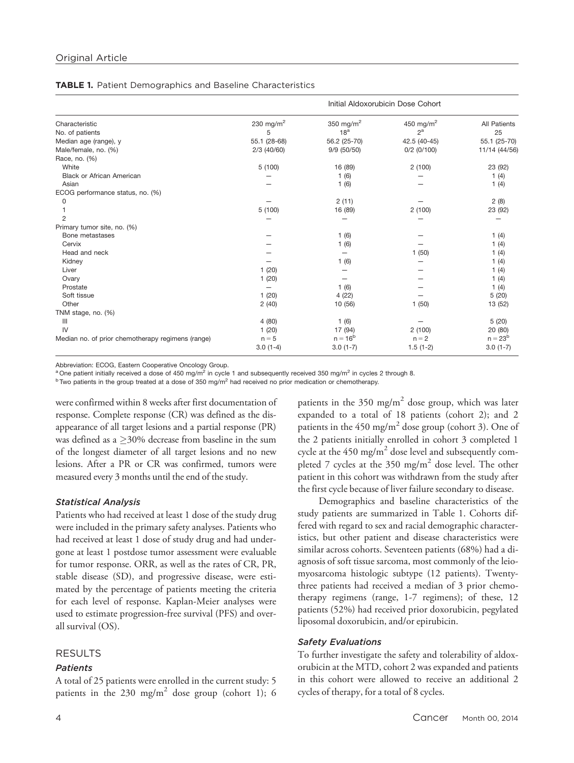**TABLE 1.** Patient Demographics and Baseline Characteristics

| | Initial Aldoxorubicin Dose Cohort | | | |
|---|---|---|---|---|
| Characteristic | 230 mg/m$^2$ | 350 mg/m$^2$ | 450 mg/m$^2$ | All Patients |
| No. of patients | 5 | 18[a] | 2[a] | 25 |
| Median age (range), y | 55.1 (28-68) | 56.2 (25-70) | 42.5 (40-45) | 55.1 (25-70) |
| Male/female, no. (%) | 2/3 (40/60) | 9/9 (50/50) | 0/2 (0/100) | 11/14 (44/56) |
| Race, no. (%) | | | | |
| White | 5 (100) | 16 (89) | 2 (100) | 23 (92) |
| Black or African American | — | 1 (6) | — | 1 (4) |
| Asian | — | 1 (6) | — | 1 (4) |
| ECOG performance status, no. (%) | | | | |
| 0 | — | 2 (11) | — | 2 (8) |
| 1 | 5 (100) | 16 (89) | 2 (100) | 23 (92) |
| 2 | — | — | — | — |
| Primary tumor site, no. (%) | | | | |
| Bone metastases | — | 1 (6) | — | 1 (4) |
| Cervix | — | 1 (6) | — | 1 (4) |
| Head and neck | — | — | 1 (50) | 1 (4) |
| Kidney | — | 1 (6) | — | 1 (4) |
| Liver | 1 (20) | — | — | 1 (4) |
| Ovary | 1 (20) | — | — | 1 (4) |
| Prostate | — | 1 (6) | — | 1 (4) |
| Soft tissue | 1 (20) | 4 (22) | — | 5 (20) |
| Other | 2 (40) | 10 (56) | 1 (50) | 13 (52) |
| TNM stage, no. (%) | | | | |
| III | 4 (80) | 1 (6) | — | 5 (20) |
| IV | 1 (20) | 17 (94) | 2 (100) | 20 (80) |
| Median no. of prior chemotherapy regimens (range) | n = 5 | n = 16[b] | n = 2 | n = 23[b] |
| | 3.0 (1-4) | 3.0 (1-7) | 1.5 (1-2) | 3.0 (1-7) |

Abbreviation: ECOG, Eastern Cooperative Oncology Group.
[a] One patient initially received a dose of 450 mg/m$^2$ in cycle 1 and subsequently received 350 mg/m$^2$ in cycles 2 through 8.
[b] Two patients in the group treated at a dose of 350 mg/m$^2$ had received no prior medication or chemotherapy.

were confirmed within 8 weeks after first documentation of response. Complete response (CR) was defined as the disappearance of all target lesions and a partial response (PR) was defined as a $\geq$30% decrease from baseline in the sum of the longest diameter of all target lesions and no new lesions. After a PR or CR was confirmed, tumors were measured every 3 months until the end of the study.

### *Statistical Analysis*

Patients who had received at least 1 dose of the study drug were included in the primary safety analyses. Patients who had received at least 1 dose of study drug and had undergone at least 1 postdose tumor assessment were evaluable for tumor response. ORR, as well as the rates of CR, PR, stable disease (SD), and progressive disease, were estimated by the percentage of patients meeting the criteria for each level of response. Kaplan-Meier analyses were used to estimate progression-free survival (PFS) and overall survival (OS).

## RESULTS

### *Patients*

A total of 25 patients were enrolled in the current study: 5 patients in the 230 mg/m$^2$ dose group (cohort 1); 6 patients in the 350 mg/m$^2$ dose group, which was later expanded to a total of 18 patients (cohort 2); and 2 patients in the 450 mg/m$^2$ dose group (cohort 3). One of the 2 patients initially enrolled in cohort 3 completed 1 cycle at the 450 mg/m$^2$ dose level and subsequently completed 7 cycles at the 350 mg/m$^2$ dose level. The other patient in this cohort was withdrawn from the study after the first cycle because of liver failure secondary to disease.

Demographics and baseline characteristics of the study patients are summarized in Table 1. Cohorts differed with regard to sex and racial demographic characteristics, but other patient and disease characteristics were similar across cohorts. Seventeen patients (68%) had a diagnosis of soft tissue sarcoma, most commonly of the leiomyosarcoma histologic subtype (12 patients). Twenty-three patients had received a median of 3 prior chemotherapy regimens (range, 1-7 regimens); of these, 12 patients (52%) had received prior doxorubicin, pegylated liposomal doxorubicin, and/or epirubicin.

### *Safety Evaluations*

To further investigate the safety and tolerability of aldoxorubicin at the MTD, cohort 2 was expanded and patients in this cohort were allowed to receive an additional 2 cycles of therapy, for a total of 8 cycles.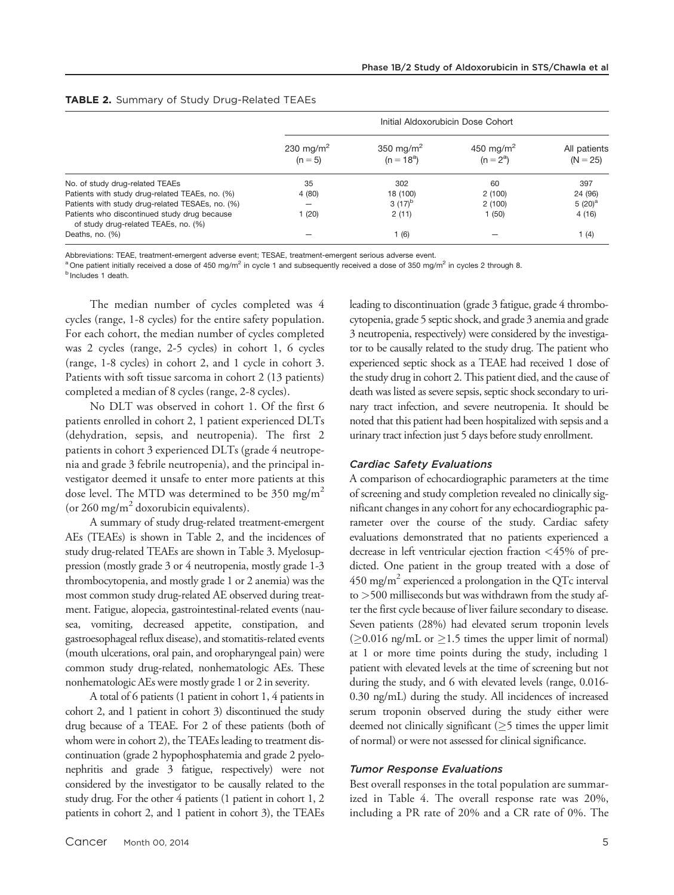**TABLE 2.** Summary of Study Drug-Related TEAEs

| | Initial Aldoxorubicin Dose Cohort | | | |
|---|---|---|---|---|
| | 230 mg/m$^2$ (n = 5) | 350 mg/m$^2$ (n = 18[a]) | 450 mg/m$^2$ (n = 2[a]) | All patients (N = 25) |
| No. of study drug-related TEAEs | 35 | 302 | 60 | 397 |
| Patients with study drug-related TEAEs, no. (%) | 4 (80) | 18 (100) | 2 (100) | 24 (96) |
| Patients with study drug-related TESAEs, no. (%) | — | 3 (17)[b] | 2 (100) | 5 (20)[a] |
| Patients who discontinued study drug because of study drug-related TEAEs, no. (%) | 1 (20) | 2 (11) | 1 (50) | 4 (16) |
| Deaths, no. (%) | — | 1 (6) | — | 1 (4) |

Abbreviations: TEAE, treatment-emergent adverse event; TESAE, treatment-emergent serious adverse event.

[a] One patient initially received a dose of 450 mg/m$^2$ in cycle 1 and subsequently received a dose of 350 mg/m$^2$ in cycles 2 through 8.

[b] Includes 1 death.

The median number of cycles completed was 4 cycles (range, 1-8 cycles) for the entire safety population. For each cohort, the median number of cycles completed was 2 cycles (range, 2-5 cycles) in cohort 1, 6 cycles (range, 1-8 cycles) in cohort 2, and 1 cycle in cohort 3. Patients with soft tissue sarcoma in cohort 2 (13 patients) completed a median of 8 cycles (range, 2-8 cycles).

No DLT was observed in cohort 1. Of the first 6 patients enrolled in cohort 2, 1 patient experienced DLTs (dehydration, sepsis, and neutropenia). The first 2 patients in cohort 3 experienced DLTs (grade 4 neutropenia and grade 3 febrile neutropenia), and the principal investigator deemed it unsafe to enter more patients at this dose level. The MTD was determined to be 350 mg/m$^2$ (or 260 mg/m$^2$ doxorubicin equivalents).

A summary of study drug-related treatment-emergent AEs (TEAEs) is shown in Table 2, and the incidences of study drug-related TEAEs are shown in Table 3. Myelosuppression (mostly grade 3 or 4 neutropenia, mostly grade 1-3 thrombocytopenia, and mostly grade 1 or 2 anemia) was the most common study drug-related AE observed during treatment. Fatigue, alopecia, gastrointestinal-related events (nausea, vomiting, decreased appetite, constipation, and gastroesophageal reflux disease), and stomatitis-related events (mouth ulcerations, oral pain, and oropharyngeal pain) were common study drug-related, nonhematologic AEs. These nonhematologic AEs were mostly grade 1 or 2 in severity.

A total of 6 patients (1 patient in cohort 1, 4 patients in cohort 2, and 1 patient in cohort 3) discontinued the study drug because of a TEAE. For 2 of these patients (both of whom were in cohort 2), the TEAEs leading to treatment discontinuation (grade 2 hypophosphatemia and grade 2 pyelonephritis and grade 3 fatigue, respectively) were not considered by the investigator to be causally related to the study drug. For the other 4 patients (1 patient in cohort 1, 2 patients in cohort 2, and 1 patient in cohort 3), the TEAEs leading to discontinuation (grade 3 fatigue, grade 4 thrombocytopenia, grade 5 septic shock, and grade 3 anemia and grade 3 neutropenia, respectively) were considered by the investigator to be causally related to the study drug. The patient who experienced septic shock as a TEAE had received 1 dose of the study drug in cohort 2. This patient died, and the cause of death was listed as severe sepsis, septic shock secondary to urinary tract infection, and severe neutropenia. It should be noted that this patient had been hospitalized with sepsis and a urinary tract infection just 5 days before study enrollment.

### *Cardiac Safety Evaluations*

A comparison of echocardiographic parameters at the time of screening and study completion revealed no clinically significant changes in any cohort for any echocardiographic parameter over the course of the study. Cardiac safety evaluations demonstrated that no patients experienced a decrease in left ventricular ejection fraction <45% of predicted. One patient in the group treated with a dose of 450 mg/m$^2$ experienced a prolongation in the QTc interval to >500 milliseconds but was withdrawn from the study after the first cycle because of liver failure secondary to disease. Seven patients (28%) had elevated serum troponin levels (≥0.016 ng/mL or ≥1.5 times the upper limit of normal) at 1 or more time points during the study, including 1 patient with elevated levels at the time of screening but not during the study, and 6 with elevated levels (range, 0.016-0.30 ng/mL) during the study. All incidences of increased serum troponin observed during the study either were deemed not clinically significant (≥5 times the upper limit of normal) or were not assessed for clinical significance.

### *Tumor Response Evaluations*

Best overall responses in the total population are summarized in Table 4. The overall response rate was 20%, including a PR rate of 20% and a CR rate of 0%. The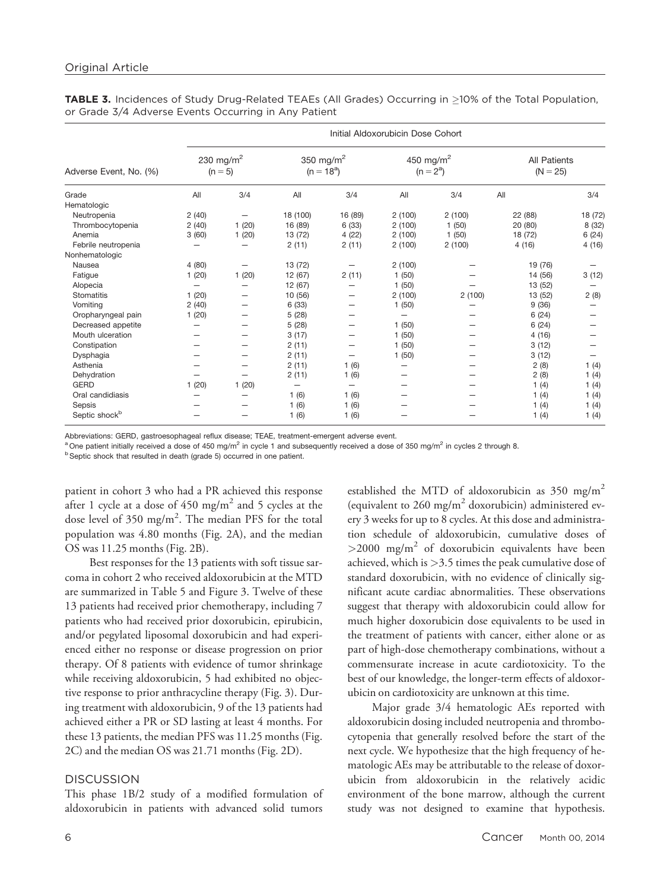**TABLE 3.** Incidences of Study Drug-Related TEAEs (All Grades) Occurring in ≥10% of the Total Population, or Grade 3/4 Adverse Events Occurring in Any Patient

| Adverse Event, No. (%) | Initial Aldoxorubicin Dose Cohort | | | | | | | |
|---|---|---|---|---|---|---|---|---|
| | 230 mg/m² (n = 5) | | 350 mg/m² (n = 18[a]) | | 450 mg/m² (n = 2[a]) | | All Patients (N = 25) | |
| Grade | All | 3/4 | All | 3/4 | All | 3/4 | All | 3/4 |
| Hematologic | | | | | | | | |
| Neutropenia | 2 (40) | — | 18 (100) | 16 (89) | 2 (100) | 2 (100) | 22 (88) | 18 (72) |
| Thrombocytopenia | 2 (40) | 1 (20) | 16 (89) | 6 (33) | 2 (100) | 1 (50) | 20 (80) | 8 (32) |
| Anemia | 3 (60) | 1 (20) | 13 (72) | 4 (22) | 2 (100) | 1 (50) | 18 (72) | 6 (24) |
| Febrile neutropenia | — | — | 2 (11) | 2 (11) | 2 (100) | 2 (100) | 4 (16) | 4 (16) |
| Nonhematologic | | | | | | | | |
| Nausea | 4 (80) | — | 13 (72) | — | 2 (100) | — | 19 (76) | — |
| Fatigue | 1 (20) | 1 (20) | 12 (67) | 2 (11) | 1 (50) | — | 14 (56) | 3 (12) |
| Alopecia | — | — | 12 (67) | — | 1 (50) | — | 13 (52) | — |
| Stomatitis | 1 (20) | — | 10 (56) | — | 2 (100) | 2 (100) | 13 (52) | 2 (8) |
| Vomiting | 2 (40) | — | 6 (33) | — | 1 (50) | — | 9 (36) | — |
| Oropharyngeal pain | 1 (20) | — | 5 (28) | — | — | — | 6 (24) | — |
| Decreased appetite | — | — | 5 (28) | — | 1 (50) | — | 6 (24) | — |
| Mouth ulceration | — | — | 3 (17) | — | 1 (50) | — | 4 (16) | — |
| Constipation | — | — | 2 (11) | — | 1 (50) | — | 3 (12) | — |
| Dysphagia | — | — | 2 (11) | — | 1 (50) | — | 3 (12) | — |
| Asthenia | — | — | 2 (11) | 1 (6) | — | — | 2 (8) | 1 (4) |
| Dehydration | — | — | 2 (11) | 1 (6) | — | — | 2 (8) | 1 (4) |
| GERD | 1 (20) | 1 (20) | — | — | — | — | 1 (4) | 1 (4) |
| Oral candidiasis | — | — | 1 (6) | 1 (6) | — | — | 1 (4) | 1 (4) |
| Sepsis | — | — | 1 (6) | 1 (6) | — | — | 1 (4) | 1 (4) |
| Septic shock[b] | — | — | 1 (6) | 1 (6) | — | — | 1 (4) | 1 (4) |

Abbreviations: GERD, gastroesophageal reflux disease; TEAE, treatment-emergent adverse event.
[a] One patient initially received a dose of 450 mg/m² in cycle 1 and subsequently received a dose of 350 mg/m² in cycles 2 through 8.
[b] Septic shock that resulted in death (grade 5) occurred in one patient.

patient in cohort 3 who had a PR achieved this response after 1 cycle at a dose of 450 mg/m² and 5 cycles at the dose level of 350 mg/m². The median PFS for the total population was 4.80 months (Fig. 2A), and the median OS was 11.25 months (Fig. 2B).

Best responses for the 13 patients with soft tissue sarcoma in cohort 2 who received aldoxorubicin at the MTD are summarized in Table 5 and Figure 3. Twelve of these 13 patients had received prior chemotherapy, including 7 patients who had received prior doxorubicin, epirubicin, and/or pegylated liposomal doxorubicin and had experienced either no response or disease progression on prior therapy. Of 8 patients with evidence of tumor shrinkage while receiving aldoxorubicin, 5 had exhibited no objective response to prior anthracycline therapy (Fig. 3). During treatment with aldoxorubicin, 9 of the 13 patients had achieved either a PR or SD lasting at least 4 months. For these 13 patients, the median PFS was 11.25 months (Fig. 2C) and the median OS was 21.71 months (Fig. 2D).

## DISCUSSION

This phase 1B/2 study of a modified formulation of aldoxorubicin in patients with advanced solid tumors established the MTD of aldoxorubicin as 350 mg/m² (equivalent to 260 mg/m² doxorubicin) administered every 3 weeks for up to 8 cycles. At this dose and administration schedule of aldoxorubicin, cumulative doses of >2000 mg/m² of doxorubicin equivalents have been achieved, which is >3.5 times the peak cumulative dose of standard doxorubicin, with no evidence of clinically significant acute cardiac abnormalities. These observations suggest that therapy with aldoxorubicin could allow for much higher doxorubicin dose equivalents to be used in the treatment of patients with cancer, either alone or as part of high-dose chemotherapy combinations, without a commensurate increase in acute cardiotoxicity. To the best of our knowledge, the longer-term effects of aldoxorubicin on cardiotoxicity are unknown at this time.

Major grade 3/4 hematologic AEs reported with aldoxorubicin dosing included neutropenia and thrombocytopenia that generally resolved before the start of the next cycle. We hypothesize that the high frequency of hematologic AEs may be attributable to the release of doxorubicin from aldoxorubicin in the relatively acidic environment of the bone marrow, although the current study was not designed to examine that hypothesis.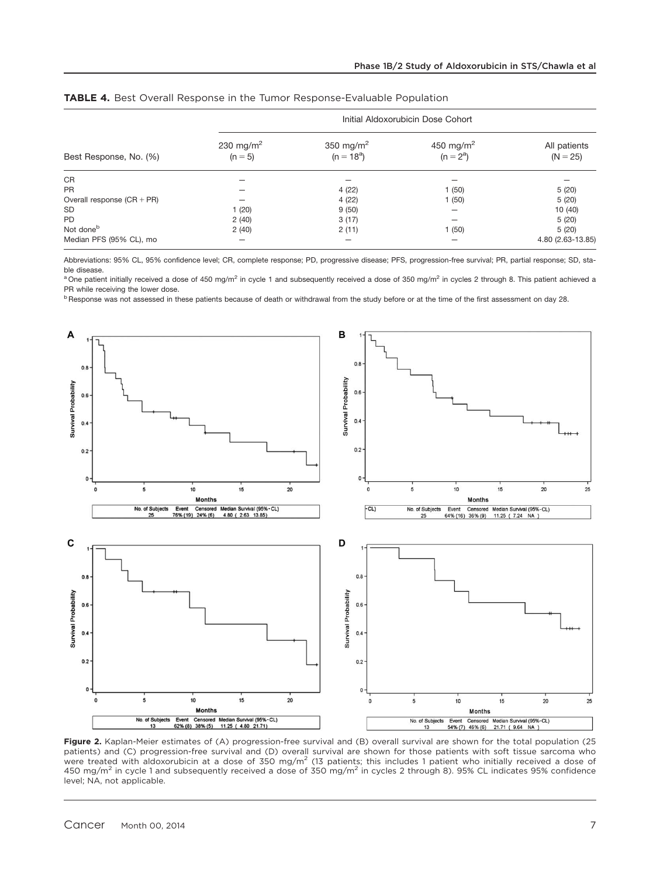**TABLE 4.** Best Overall Response in the Tumor Response-Evaluable Population

| | Initial Aldoxorubicin Dose Cohort | | | |
|---|---|---|---|---|
| Best Response, No. (%) | 230 mg/m$^2$ (n = 5) | 350 mg/m$^2$ (n = 18[a]) | 450 mg/m$^2$ (n = 2[a]) | All patients (N = 25) |
| CR | — | — | — | — |
| PR | — | 4 (22) | 1 (50) | 5 (20) |
| Overall response (CR + PR) | — | 4 (22) | 1 (50) | 5 (20) |
| SD | 1 (20) | 9 (50) | — | 10 (40) |
| PD | 2 (40) | 3 (17) | — | 5 (20) |
| Not done[b] | 2 (40) | 2 (11) | 1 (50) | 5 (20) |
| Median PFS (95% CL), mo | — | — | — | 4.80 (2.63-13.85) |

Abbreviations: 95% CL, 95% confidence level; CR, complete response; PD, progressive disease; PFS, progression-free survival; PR, partial response; SD, stable disease.

[a] One patient initially received a dose of 450 mg/m$^2$ in cycle 1 and subsequently received a dose of 350 mg/m$^2$ in cycles 2 through 8. This patient achieved a PR while receiving the lower dose.

[b] Response was not assessed in these patients because of death or withdrawal from the study before or at the time of the first assessment on day 28.

**Figure 2.** Kaplan-Meier estimates of (A) progression-free survival and (B) overall survival are shown for the total population (25 patients) and (C) progression-free survival and (D) overall survival are shown for those patients with soft tissue sarcoma who were treated with aldoxorubicin at a dose of 350 mg/m$^2$ (13 patients; this includes 1 patient who initially received a dose of 450 mg/m$^2$ in cycle 1 and subsequently received a dose of 350 mg/m$^2$ in cycles 2 through 8). 95% CL indicates 95% confidence level; NA, not applicable.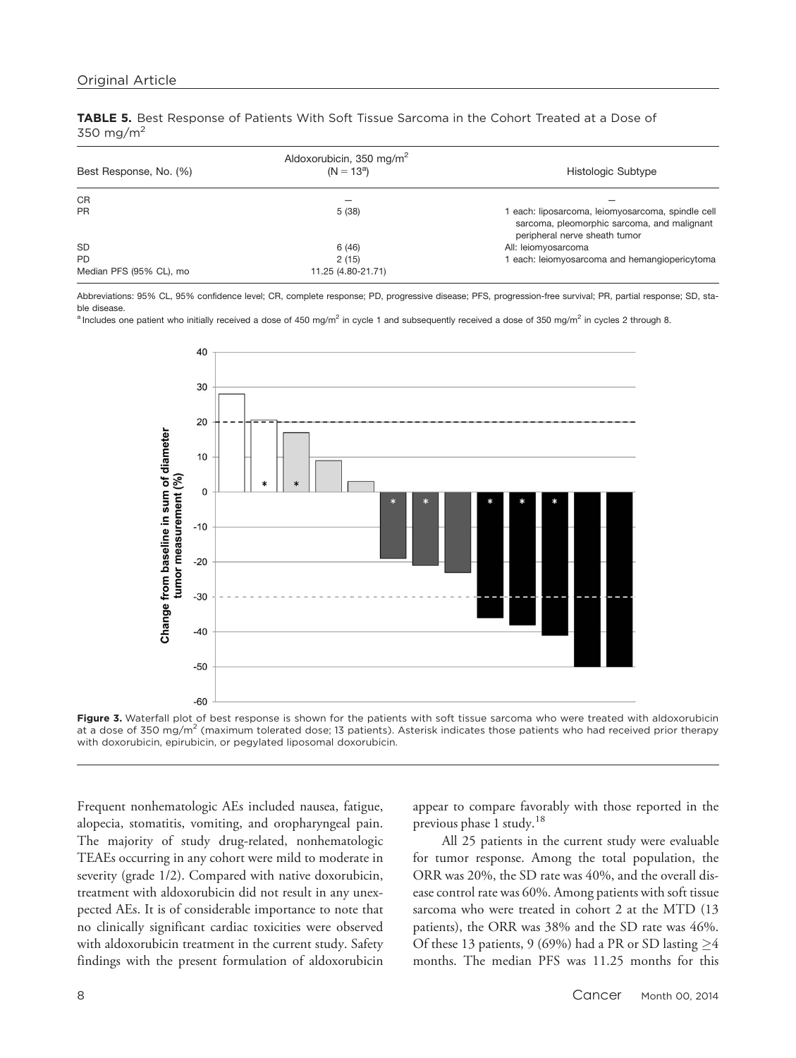**TABLE 5.** Best Response of Patients With Soft Tissue Sarcoma in the Cohort Treated at a Dose of 350 mg/m$^2$

| Best Response, No. (%) | Aldoxorubicin, 350 mg/m$^2$ (N = 13[a]) | Histologic Subtype |
|---|---|---|
| CR | — | — |
| PR | 5 (38) | 1 each: liposarcoma, leiomyosarcoma, spindle cell sarcoma, pleomorphic sarcoma, and malignant peripheral nerve sheath tumor |
| SD | 6 (46) | All: leiomyosarcoma |
| PD | 2 (15) | 1 each: leiomyosarcoma and hemangiopericytoma |
| Median PFS (95% CL), mo | 11.25 (4.80-21.71) | |

Abbreviations: 95% CL, 95% confidence level; CR, complete response; PD, progressive disease; PFS, progression-free survival; PR, partial response; SD, stable disease.

[a] Includes one patient who initially received a dose of 450 mg/m$^2$ in cycle 1 and subsequently received a dose of 350 mg/m$^2$ in cycles 2 through 8.

**Figure 3.** Waterfall plot of best response is shown for the patients with soft tissue sarcoma who were treated with aldoxorubicin at a dose of 350 mg/m$^2$ (maximum tolerated dose; 13 patients). Asterisk indicates those patients who had received prior therapy with doxorubicin, epirubicin, or pegylated liposomal doxorubicin.

Frequent nonhematologic AEs included nausea, fatigue, alopecia, stomatitis, vomiting, and oropharyngeal pain. The majority of study drug-related, nonhematologic TEAEs occurring in any cohort were mild to moderate in severity (grade 1/2). Compared with native doxorubicin, treatment with aldoxorubicin did not result in any unexpected AEs. It is of considerable importance to note that no clinically significant cardiac toxicities were observed with aldoxorubicin treatment in the current study. Safety findings with the present formulation of aldoxorubicin appear to compare favorably with those reported in the previous phase 1 study.[18]

All 25 patients in the current study were evaluable for tumor response. Among the total population, the ORR was 20%, the SD rate was 40%, and the overall disease control rate was 60%. Among patients with soft tissue sarcoma who were treated in cohort 2 at the MTD (13 patients), the ORR was 38% and the SD rate was 46%. Of these 13 patients, 9 (69%) had a PR or SD lasting $\geq$4 months. The median PFS was 11.25 months for this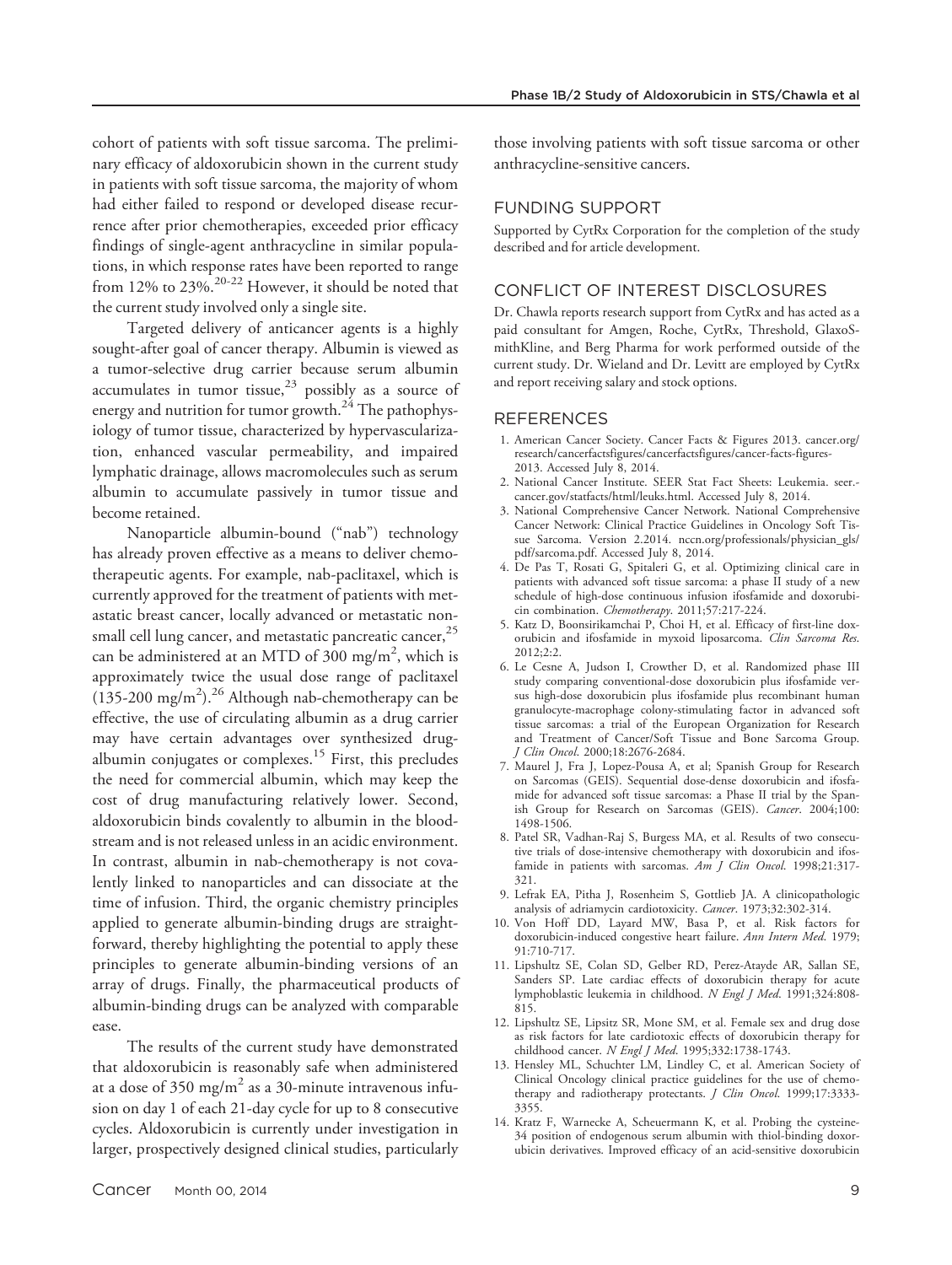cohort of patients with soft tissue sarcoma. The preliminary efficacy of aldoxorubicin shown in the current study in patients with soft tissue sarcoma, the majority of whom had either failed to respond or developed disease recurrence after prior chemotherapies, exceeded prior efficacy findings of single-agent anthracycline in similar populations, in which response rates have been reported to range from 12% to 23%.[20-22] However, it should be noted that the current study involved only a single site.

Targeted delivery of anticancer agents is a highly sought-after goal of cancer therapy. Albumin is viewed as a tumor-selective drug carrier because serum albumin accumulates in tumor tissue,[23] possibly as a source of energy and nutrition for tumor growth.[24] The pathophysiology of tumor tissue, characterized by hypervascularization, enhanced vascular permeability, and impaired lymphatic drainage, allows macromolecules such as serum albumin to accumulate passively in tumor tissue and become retained.

Nanoparticle albumin-bound ("nab") technology has already proven effective as a means to deliver chemotherapeutic agents. For example, nab-paclitaxel, which is currently approved for the treatment of patients with metastatic breast cancer, locally advanced or metastatic non-small cell lung cancer, and metastatic pancreatic cancer,[25] can be administered at an MTD of 300 mg/m$^2$, which is approximately twice the usual dose range of paclitaxel (135-200 mg/m$^2$).[26] Although nab-chemotherapy can be effective, the use of circulating albumin as a drug carrier may have certain advantages over synthesized drug-albumin conjugates or complexes.[15] First, this precludes the need for commercial albumin, which may keep the cost of drug manufacturing relatively lower. Second, aldoxorubicin binds covalently to albumin in the bloodstream and is not released unless in an acidic environment. In contrast, albumin in nab-chemotherapy is not covalently linked to nanoparticles and can dissociate at the time of infusion. Third, the organic chemistry principles applied to generate albumin-binding drugs are straightforward, thereby highlighting the potential to apply these principles to generate albumin-binding versions of an array of drugs. Finally, the pharmaceutical products of albumin-binding drugs can be analyzed with comparable ease.

The results of the current study have demonstrated that aldoxorubicin is reasonably safe when administered at a dose of 350 mg/m$^2$ as a 30-minute intravenous infusion on day 1 of each 21-day cycle for up to 8 consecutive cycles. Aldoxorubicin is currently under investigation in larger, prospectively designed clinical studies, particularly those involving patients with soft tissue sarcoma or other anthracycline-sensitive cancers.

## FUNDING SUPPORT

Supported by CytRx Corporation for the completion of the study described and for article development.

## CONFLICT OF INTEREST DISCLOSURES

Dr. Chawla reports research support from CytRx and has acted as a paid consultant for Amgen, Roche, CytRx, Threshold, GlaxoSmithKline, and Berg Pharma for work performed outside of the current study. Dr. Wieland and Dr. Levitt are employed by CytRx and report receiving salary and stock options.

## REFERENCES

1. American Cancer Society. Cancer Facts & Figures 2013. cancer.org/research/cancerfactsfigures/cancerfactsfigures/cancer-facts-figures-2013. Accessed July 8, 2014.
2. National Cancer Institute. SEER Stat Fact Sheets: Leukemia. seer.cancer.gov/statfacts/html/leuks.html. Accessed July 8, 2014.
3. National Comprehensive Cancer Network. National Comprehensive Cancer Network: Clinical Practice Guidelines in Oncology Soft Tissue Sarcoma. Version 2.2014. nccn.org/professionals/physician_gls/pdf/sarcoma.pdf. Accessed July 8, 2014.
4. De Pas T, Rosati G, Spitaleri G, et al. Optimizing clinical care in patients with advanced soft tissue sarcoma: a phase II study of a new schedule of high-dose continuous infusion ifosfamide and doxorubicin combination. *Chemotherapy.* 2011;57:217-224.
5. Katz D, Boonsirikamchai P, Choi H, et al. Efficacy of first-line doxorubicin and ifosfamide in myxoid liposarcoma. *Clin Sarcoma Res.* 2012;2:2.
6. Le Cesne A, Judson I, Crowther D, et al. Randomized phase III study comparing conventional-dose doxorubicin plus ifosfamide versus high-dose doxorubicin plus ifosfamide plus recombinant human granulocyte-macrophage colony-stimulating factor in advanced soft tissue sarcomas: a trial of the European Organization for Research and Treatment of Cancer/Soft Tissue and Bone Sarcoma Group. *J Clin Oncol.* 2000;18:2676-2684.
7. Maurel J, Fra J, Lopez-Pousa A, et al; Spanish Group for Research on Sarcomas (GEIS). Sequential dose-dense doxorubicin and ifosfamide for advanced soft tissue sarcomas: a Phase II trial by the Spanish Group for Research on Sarcomas (GEIS). *Cancer.* 2004;100:1498-1506.
8. Patel SR, Vadhan-Raj S, Burgess MA, et al. Results of two consecutive trials of dose-intensive chemotherapy with doxorubicin and ifosfamide in patients with sarcomas. *Am J Clin Oncol.* 1998;21:317-321.
9. Lefrak EA, Pitha J, Rosenheim S, Gottlieb JA. A clinicopathologic analysis of adriamycin cardiotoxicity. *Cancer.* 1973;32:302-314.
10. Von Hoff DD, Layard MW, Basa P, et al. Risk factors for doxorubicin-induced congestive heart failure. *Ann Intern Med.* 1979;91:710-717.
11. Lipshultz SE, Colan SD, Gelber RD, Perez-Atayde AR, Sallan SE, Sanders SP. Late cardiac effects of doxorubicin therapy for acute lymphoblastic leukemia in childhood. *N Engl J Med.* 1991;324:808-815.
12. Lipshultz SE, Lipsitz SR, Mone SM, et al. Female sex and drug dose as risk factors for late cardiotoxic effects of doxorubicin therapy for childhood cancer. *N Engl J Med.* 1995;332:1738-1743.
13. Hensley ML, Schuchter LM, Lindley C, et al. American Society of Clinical Oncology clinical practice guidelines for the use of chemotherapy and radiotherapy protectants. *J Clin Oncol.* 1999;17:3333-3355.
14. Kratz F, Warnecke A, Scheuermann K, et al. Probing the cysteine-34 position of endogenous serum albumin with thiol-binding doxorubicin derivatives. Improved efficacy of an acid-sensitive doxorubicin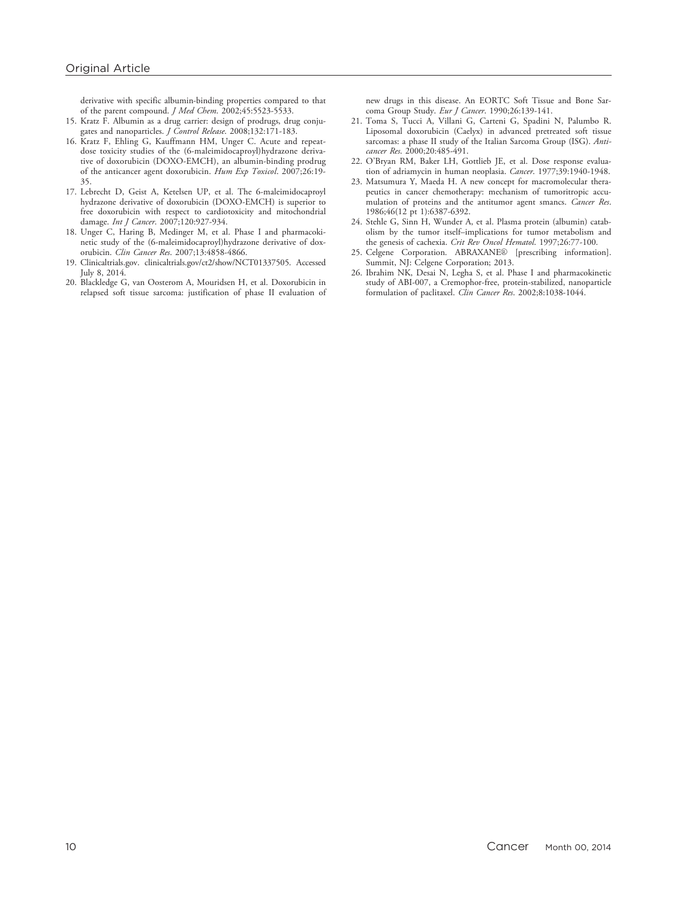derivative with specific albumin-binding properties compared to that of the parent compound. *J Med Chem*. 2002;45:5523-5533.

15. Kratz F. Albumin as a drug carrier: design of prodrugs, drug conjugates and nanoparticles. *J Control Release*. 2008;132:171-183.
16. Kratz F, Ehling G, Kauffmann HM, Unger C. Acute and repeat-dose toxicity studies of the (6-maleimidocaproyl)hydrazone derivative of doxorubicin (DOXO-EMCH), an albumin-binding prodrug of the anticancer agent doxorubicin. *Hum Exp Toxicol*. 2007;26:19-35.
17. Lebrecht D, Geist A, Ketelsen UP, et al. The 6-maleimidocaproyl hydrazone derivative of doxorubicin (DOXO-EMCH) is superior to free doxorubicin with respect to cardiotoxicity and mitochondrial damage. *Int J Cancer*. 2007;120:927-934.
18. Unger C, Haring B, Medinger M, et al. Phase I and pharmacokinetic study of the (6-maleimidocaproyl)hydrazone derivative of doxorubicin. *Clin Cancer Res*. 2007;13:4858-4866.
19. Clinicaltrials.gov. clinicaltrials.gov/ct2/show/NCT01337505. Accessed July 8, 2014.
20. Blackledge G, van Oosterom A, Mouridsen H, et al. Doxorubicin in relapsed soft tissue sarcoma: justification of phase II evaluation of new drugs in this disease. An EORTC Soft Tissue and Bone Sarcoma Group Study. *Eur J Cancer*. 1990;26:139-141.
21. Toma S, Tucci A, Villani G, Carteni G, Spadini N, Palumbo R. Liposomal doxorubicin (Caelyx) in advanced pretreated soft tissue sarcomas: a phase II study of the Italian Sarcoma Group (ISG). *Anticancer Res*. 2000;20:485-491.
22. O'Bryan RM, Baker LH, Gottlieb JE, et al. Dose response evaluation of adriamycin in human neoplasia. *Cancer*. 1977;39:1940-1948.
23. Matsumura Y, Maeda H. A new concept for macromolecular therapeutics in cancer chemotherapy: mechanism of tumoritropic accumulation of proteins and the antitumor agent smancs. *Cancer Res*. 1986;46(12 pt 1):6387-6392.
24. Stehle G, Sinn H, Wunder A, et al. Plasma protein (albumin) catabolism by the tumor itself–implications for tumor metabolism and the genesis of cachexia. *Crit Rev Oncol Hematol*. 1997;26:77-100.
25. Celgene Corporation. ABRAXANE® [prescribing information]. Summit, NJ: Celgene Corporation; 2013.
26. Ibrahim NK, Desai N, Legha S, et al. Phase I and pharmacokinetic study of ABI-007, a Cremophor-free, protein-stabilized, nanoparticle formulation of paclitaxel. *Clin Cancer Res*. 2002;8:1038-1044.